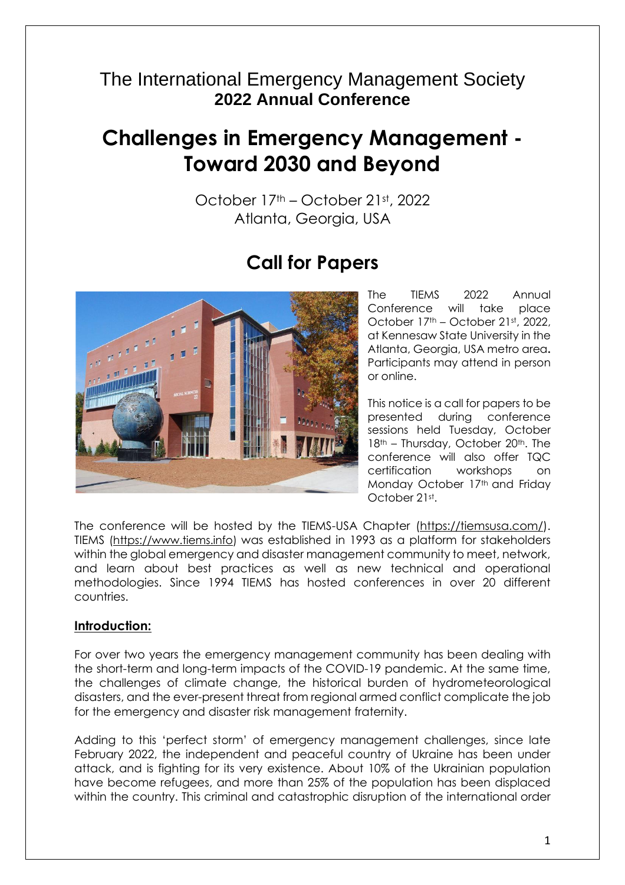The International Emergency Management Society
**2022 Annual Conference**

# Challenges in Emergency Management - Toward 2030 and Beyond

October 17th – October 21st, 2022
Atlanta, Georgia, USA

## Call for Papers

The TIEMS 2022 Annual Conference will take place October 17th – October 21st, 2022, at Kennesaw State University in the Atlanta, Georgia, USA metro area**.** Participants may attend in person or online.

This notice is a call for papers to be presented during conference sessions held Tuesday, October 18th – Thursday, October 20th. The conference will also offer TQC certification workshops on Monday October 17th and Friday October 21st.

The conference will be hosted by the TIEMS-USA Chapter (https://tiemsusa.com/). TIEMS (https://www.tiems.info) was established in 1993 as a platform for stakeholders within the global emergency and disaster management community to meet, network, and learn about best practices as well as new technical and operational methodologies. Since 1994 TIEMS has hosted conferences in over 20 different countries.

### Introduction:

For over two years the emergency management community has been dealing with the short-term and long-term impacts of the COVID-19 pandemic. At the same time, the challenges of climate change, the historical burden of hydrometeorological disasters, and the ever-present threat from regional armed conflict complicate the job for the emergency and disaster risk management fraternity.

Adding to this 'perfect storm' of emergency management challenges, since late February 2022, the independent and peaceful country of Ukraine has been under attack, and is fighting for its very existence. About 10% of the Ukrainian population have become refugees, and more than 25% of the population has been displaced within the country. This criminal and catastrophic disruption of the international order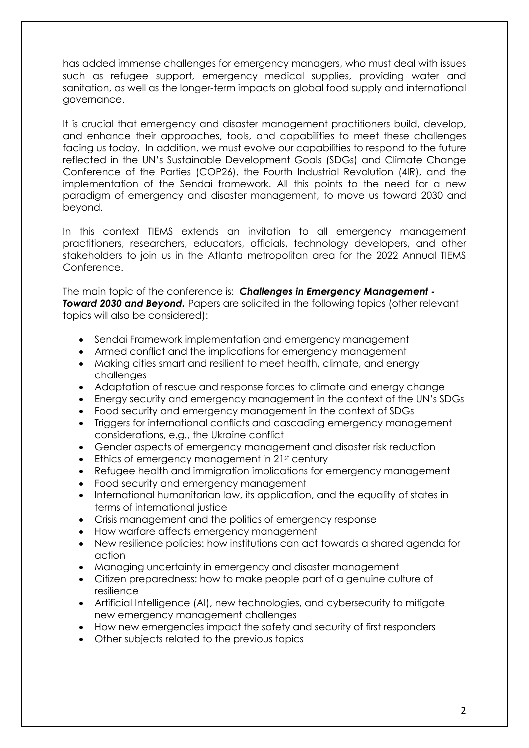has added immense challenges for emergency managers, who must deal with issues such as refugee support, emergency medical supplies, providing water and sanitation, as well as the longer-term impacts on global food supply and international governance.

It is crucial that emergency and disaster management practitioners build, develop, and enhance their approaches, tools, and capabilities to meet these challenges facing us today. In addition, we must evolve our capabilities to respond to the future reflected in the UN's Sustainable Development Goals (SDGs) and Climate Change Conference of the Parties (COP26), the Fourth Industrial Revolution (4IR), and the implementation of the Sendai framework. All this points to the need for a new paradigm of emergency and disaster management, to move us toward 2030 and beyond.

In this context TIEMS extends an invitation to all emergency management practitioners, researchers, educators, officials, technology developers, and other stakeholders to join us in the Atlanta metropolitan area for the 2022 Annual TIEMS Conference.

The main topic of the conference is: ***Challenges in Emergency Management - Toward 2030 and Beyond.*** Papers are solicited in the following topics (other relevant topics will also be considered):

- Sendai Framework implementation and emergency management
- Armed conflict and the implications for emergency management
- Making cities smart and resilient to meet health, climate, and energy challenges
- Adaptation of rescue and response forces to climate and energy change
- Energy security and emergency management in the context of the UN's SDGs
- Food security and emergency management in the context of SDGs
- Triggers for international conflicts and cascading emergency management considerations, e.g., the Ukraine conflict
- Gender aspects of emergency management and disaster risk reduction
- Ethics of emergency management in 21st century
- Refugee health and immigration implications for emergency management
- Food security and emergency management
- International humanitarian law, its application, and the equality of states in terms of international justice
- Crisis management and the politics of emergency response
- How warfare affects emergency management
- New resilience policies: how institutions can act towards a shared agenda for action
- Managing uncertainty in emergency and disaster management
- Citizen preparedness: how to make people part of a genuine culture of resilience
- Artificial Intelligence (AI), new technologies, and cybersecurity to mitigate new emergency management challenges
- How new emergencies impact the safety and security of first responders
- Other subjects related to the previous topics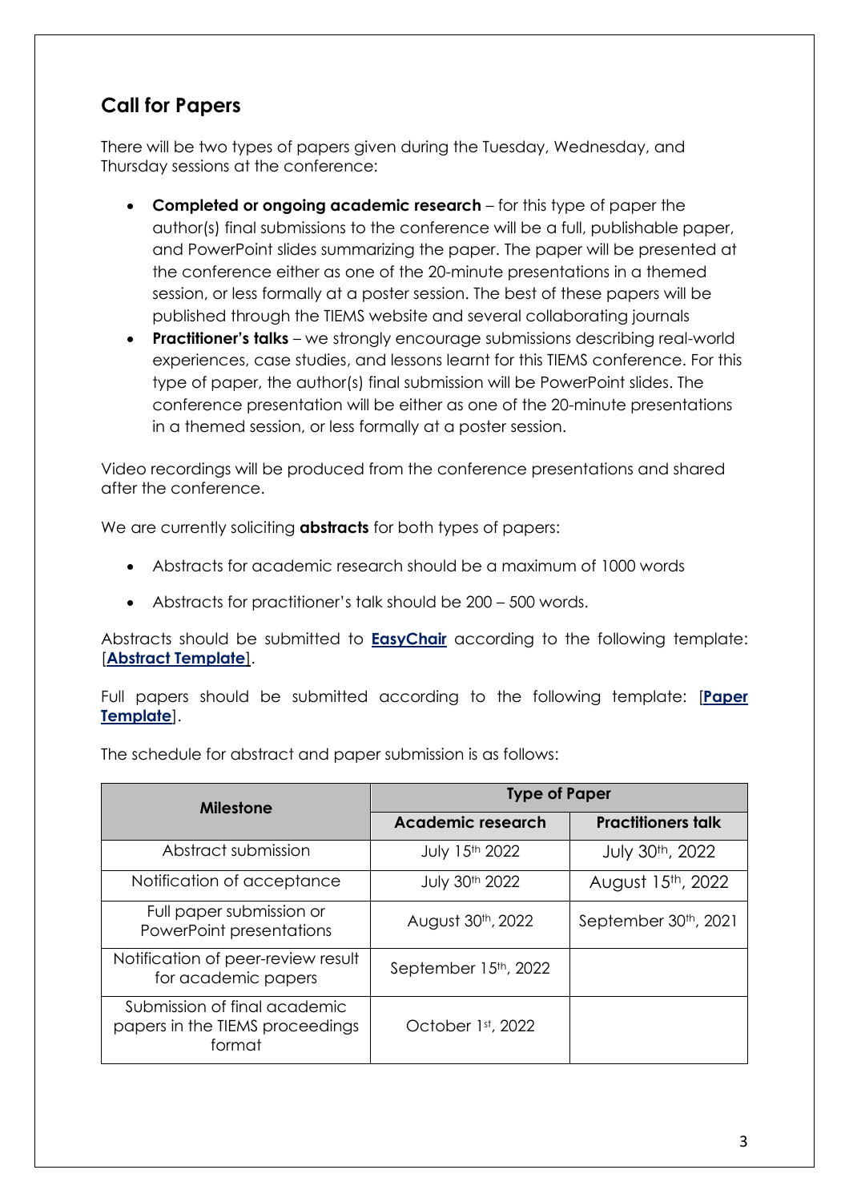## Call for Papers

There will be two types of papers given during the Tuesday, Wednesday, and Thursday sessions at the conference:

- **Completed or ongoing academic research** – for this type of paper the author(s) final submissions to the conference will be a full, publishable paper, and PowerPoint slides summarizing the paper. The paper will be presented at the conference either as one of the 20-minute presentations in a themed session, or less formally at a poster session. The best of these papers will be published through the TIEMS website and several collaborating journals
- **Practitioner's talks** – we strongly encourage submissions describing real-world experiences, case studies, and lessons learnt for this TIEMS conference. For this type of paper, the author(s) final submission will be PowerPoint slides. The conference presentation will be either as one of the 20-minute presentations in a themed session, or less formally at a poster session.

Video recordings will be produced from the conference presentations and shared after the conference.

We are currently soliciting **abstracts** for both types of papers:

- Abstracts for academic research should be a maximum of 1000 words
- Abstracts for practitioner's talk should be 200 – 500 words.

Abstracts should be submitted to **EasyChair** according to the following template: [**Abstract Template**].

Full papers should be submitted according to the following template: [**Paper Template**].

The schedule for abstract and paper submission is as follows:

| Milestone | Type of Paper | |
|---|---|---|
| | **Academic research** | **Practitioners talk** |
| Abstract submission | July 15th 2022 | July 30th, 2022 |
| Notification of acceptance | July 30th 2022 | August 15th, 2022 |
| Full paper submission or PowerPoint presentations | August 30th, 2022 | September 30th, 2021 |
| Notification of peer-review result for academic papers | September 15th, 2022 | |
| Submission of final academic papers in the TIEMS proceedings format | October 1st, 2022 | |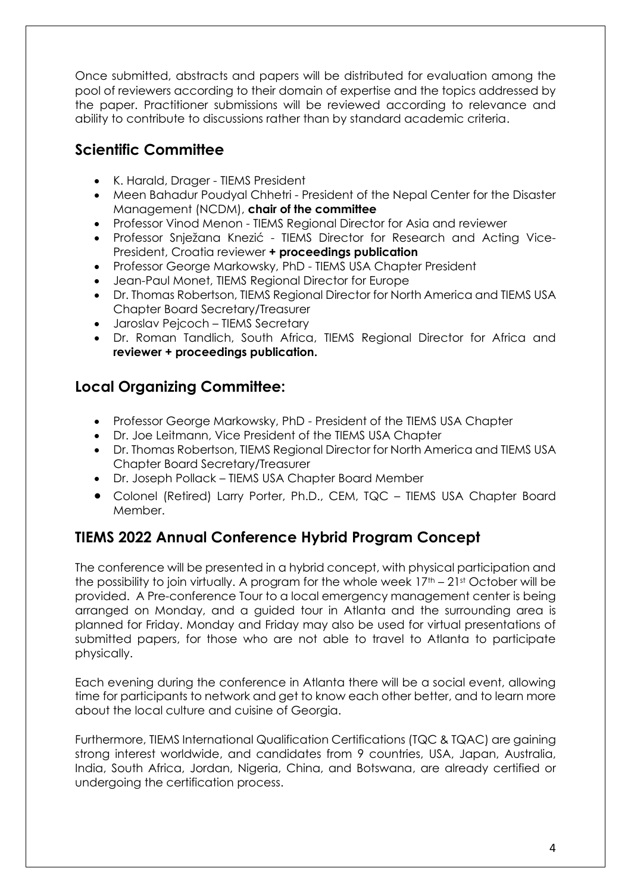Once submitted, abstracts and papers will be distributed for evaluation among the pool of reviewers according to their domain of expertise and the topics addressed by the paper. Practitioner submissions will be reviewed according to relevance and ability to contribute to discussions rather than by standard academic criteria.

## Scientific Committee

- K. Harald, Drager - TIEMS President
- Meen Bahadur Poudyal Chhetri - President of the Nepal Center for the Disaster Management (NCDM), **chair of the committee**
- Professor Vinod Menon - TIEMS Regional Director for Asia and reviewer
- Professor Snježana Knezić - TIEMS Director for Research and Acting Vice-President, Croatia reviewer **+ proceedings publication**
- Professor George Markowsky, PhD - TIEMS USA Chapter President
- Jean-Paul Monet, TIEMS Regional Director for Europe
- Dr. Thomas Robertson, TIEMS Regional Director for North America and TIEMS USA Chapter Board Secretary/Treasurer
- Jaroslav Pejcoch – TIEMS Secretary
- Dr. Roman Tandlich, South Africa, TIEMS Regional Director for Africa and **reviewer + proceedings publication.**

## Local Organizing Committee:

- Professor George Markowsky, PhD - President of the TIEMS USA Chapter
- Dr. Joe Leitmann, Vice President of the TIEMS USA Chapter
- Dr. Thomas Robertson, TIEMS Regional Director for North America and TIEMS USA Chapter Board Secretary/Treasurer
- Dr. Joseph Pollack – TIEMS USA Chapter Board Member
- Colonel (Retired) Larry Porter, Ph.D., CEM, TQC – TIEMS USA Chapter Board Member.

## TIEMS 2022 Annual Conference Hybrid Program Concept

The conference will be presented in a hybrid concept, with physical participation and the possibility to join virtually. A program for the whole week 17th – 21st October will be provided. A Pre-conference Tour to a local emergency management center is being arranged on Monday, and a guided tour in Atlanta and the surrounding area is planned for Friday. Monday and Friday may also be used for virtual presentations of submitted papers, for those who are not able to travel to Atlanta to participate physically.

Each evening during the conference in Atlanta there will be a social event, allowing time for participants to network and get to know each other better, and to learn more about the local culture and cuisine of Georgia.

Furthermore, TIEMS International Qualification Certifications (TQC & TQAC) are gaining strong interest worldwide, and candidates from 9 countries, USA, Japan, Australia, India, South Africa, Jordan, Nigeria, China, and Botswana, are already certified or undergoing the certification process.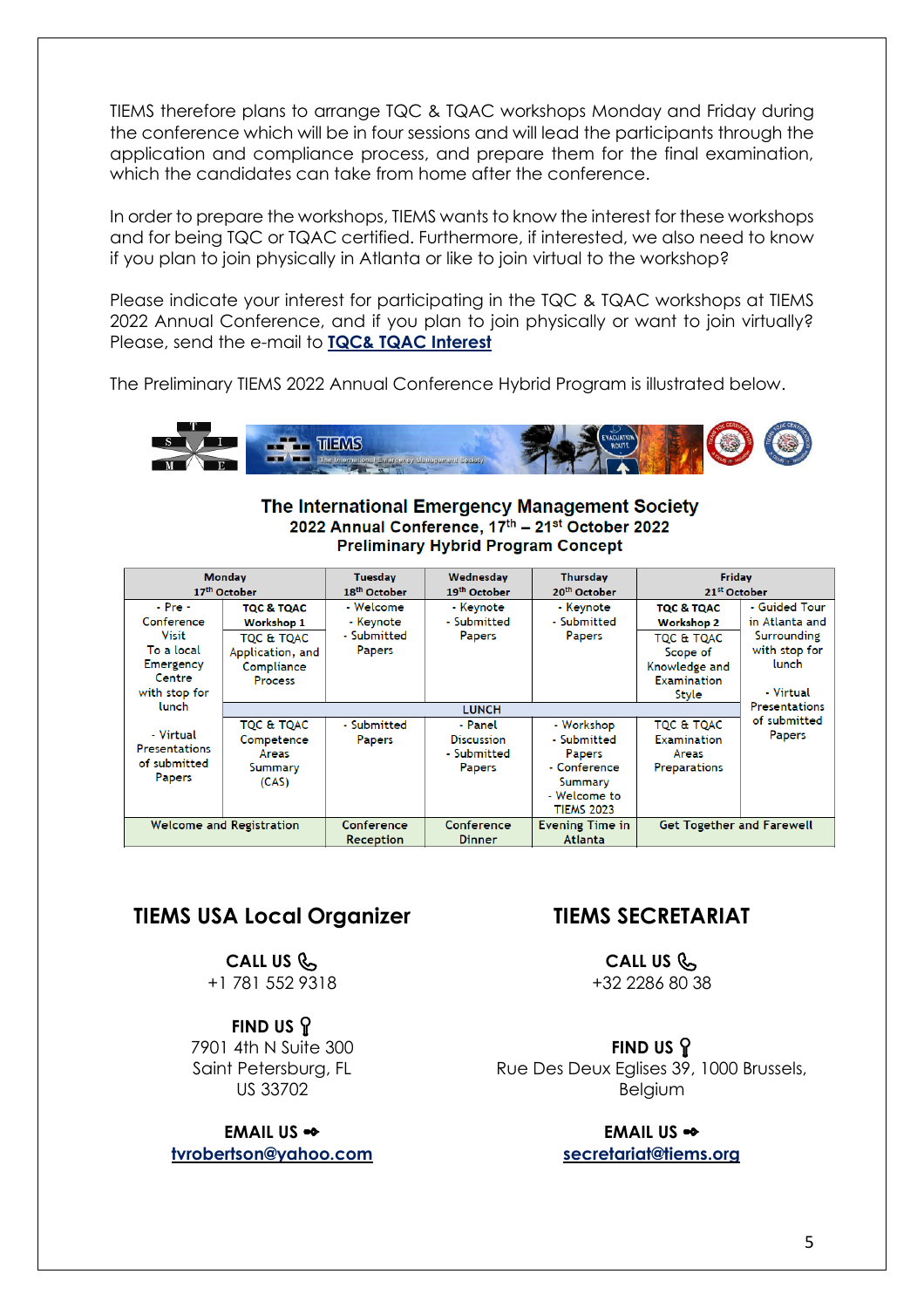TIEMS therefore plans to arrange TQC & TQAC workshops Monday and Friday during the conference which will be in four sessions and will lead the participants through the application and compliance process, and prepare them for the final examination, which the candidates can take from home after the conference.

In order to prepare the workshops, TIEMS wants to know the interest for these workshops and for being TQC or TQAC certified. Furthermore, if interested, we also need to know if you plan to join physically in Atlanta or like to join virtual to the workshop?

Please indicate your interest for participating in the TQC & TQAC workshops at TIEMS 2022 Annual Conference, and if you plan to join physically or want to join virtually? Please, send the e-mail to **TQC& TQAC Interest**

The Preliminary TIEMS 2022 Annual Conference Hybrid Program is illustrated below.

**The International Emergency Management Society**
**2022 Annual Conference, 17th – 21st October 2022**
**Preliminary Hybrid Program Concept**

| Monday 17th October | | Tuesday 18th October | Wednesday 19th October | Thursday 20th October | Friday 21st October | |
|---|---|---|---|---|---|---|
| - Pre - Conference Visit To a local Emergency Centre with stop for lunch | **TQC & TQAC Workshop 1** TQC & TQAC Application, and Compliance Process | - Welcome - Keynote - Submitted Papers | - Keynote - Submitted Papers | - Keynote - Submitted Papers | **TQC & TQAC Workshop 2** TQC & TQAC Scope of Knowledge and Examination Style | - Guided Tour in Atlanta and Surrounding with stop for lunch |
| | LUNCH | LUNCH | LUNCH | LUNCH | LUNCH | |
| - Virtual Presentations of submitted Papers | TQC & TQAC Competence Areas Summary (CAS) | - Submitted Papers | - Panel Discussion - Submitted Papers | - Workshop - Submitted Papers - Conference Summary - Welcome to TIEMS 2023 | TQC & TQAC Examination Areas Preparations | - Virtual Presentations of submitted Papers |
| Welcome and Registration | | Conference Reception | Conference Dinner | Evening Time in Atlanta | Get Together and Farewell | |

## TIEMS USA Local Organizer

**CALL US**
+1 781 552 9318

**FIND US**
7901 4th N Suite 300
Saint Petersburg, FL
US 33702

**EMAIL US**
**tvrobertson@yahoo.com**

## TIEMS SECRETARIAT

**CALL US**
+32 2286 80 38

**FIND US**
Rue Des Deux Eglises 39, 1000 Brussels, Belgium

**EMAIL US**
**secretariat@tiems.org**